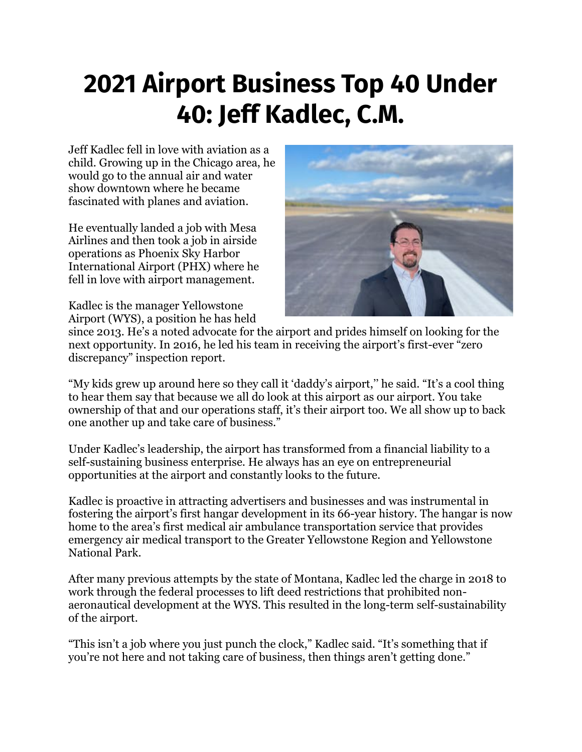# 2021 Airport Business Top 40 Under 40: Jeff Kadlec, C.M.

Jeff Kadlec fell in love with aviation as a child. Growing up in the Chicago area, he would go to the annual air and water show downtown where he became fascinated with planes and aviation.

He eventually landed a job with Mesa Airlines and then took a job in airside operations as Phoenix Sky Harbor International Airport (PHX) where he fell in love with airport management.

Kadlec is the manager Yellowstone Airport (WYS), a position he has held since 2013. He's a noted advocate for the airport and prides himself on looking for the next opportunity. In 2016, he led his team in receiving the airport's first-ever "zero discrepancy" inspection report.

"My kids grew up around here so they call it 'daddy's airport,'' he said. "It's a cool thing to hear them say that because we all do look at this airport as our airport. You take ownership of that and our operations staff, it's their airport too. We all show up to back one another up and take care of business."

Under Kadlec's leadership, the airport has transformed from a financial liability to a self-sustaining business enterprise. He always has an eye on entrepreneurial opportunities at the airport and constantly looks to the future.

Kadlec is proactive in attracting advertisers and businesses and was instrumental in fostering the airport's first hangar development in its 66-year history. The hangar is now home to the area's first medical air ambulance transportation service that provides emergency air medical transport to the Greater Yellowstone Region and Yellowstone National Park.

After many previous attempts by the state of Montana, Kadlec led the charge in 2018 to work through the federal processes to lift deed restrictions that prohibited non-aeronautical development at the WYS. This resulted in the long-term self-sustainability of the airport.

"This isn't a job where you just punch the clock," Kadlec said. "It's something that if you're not here and not taking care of business, then things aren't getting done."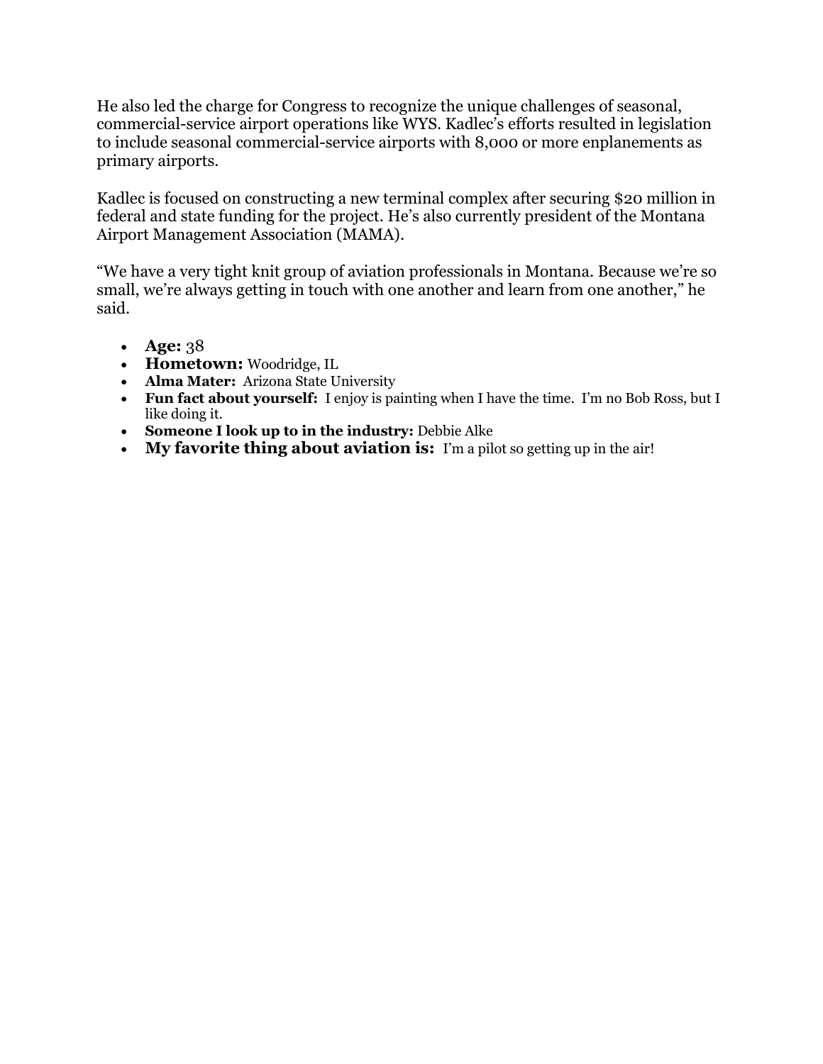He also led the charge for Congress to recognize the unique challenges of seasonal, commercial-service airport operations like WYS. Kadlec's efforts resulted in legislation to include seasonal commercial-service airports with 8,000 or more enplanements as primary airports.

Kadlec is focused on constructing a new terminal complex after securing $20 million in federal and state funding for the project. He's also currently president of the Montana Airport Management Association (MAMA).

"We have a very tight knit group of aviation professionals in Montana. Because we're so small, we're always getting in touch with one another and learn from one another," he said.

- **Age:** 38
- **Hometown:** Woodridge, IL
- **Alma Mater:** Arizona State University
- **Fun fact about yourself:** I enjoy is painting when I have the time. I'm no Bob Ross, but I like doing it.
- **Someone I look up to in the industry:** Debbie Alke
- **My favorite thing about aviation is:** I'm a pilot so getting up in the air!